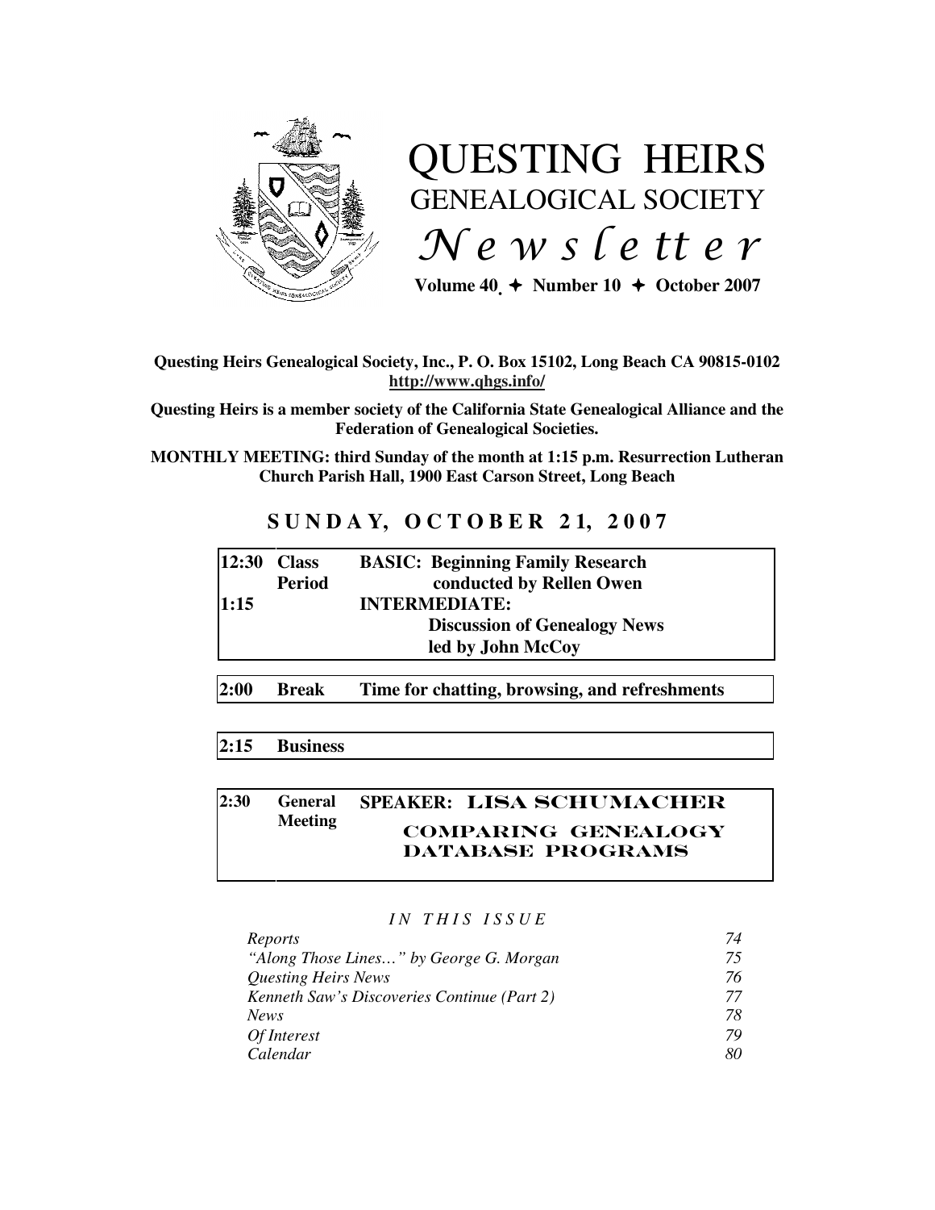# QUESTING HEIRS GENEALOGICAL SOCIETY *Newsletter*

**Volume 40 ✦ Number 10 ✦ October 2007**

**Questing Heirs Genealogical Society, Inc., P. O. Box 15102, Long Beach CA 90815-0102**
**http://www.qhgs.info/**

**Questing Heirs is a member society of the California State Genealogical Alliance and the Federation of Genealogical Societies.**

**MONTHLY MEETING: third Sunday of the month at 1:15 p.m. Resurrection Lutheran Church Parish Hall, 1900 East Carson Street, Long Beach**

## SUNDAY, OCTOBER 21, 2007

| | | |
|---|---|---|
| **12:30** | **Class Period** | **BASIC: Beginning Family Research conducted by Rellen Owen** |
| **1:15** | | **INTERMEDIATE: Discussion of Genealogy News led by John McCoy** |

| | | |
|---|---|---|
| **2:00** | **Break** | **Time for chatting, browsing, and refreshments** |

| | | |
|---|---|---|
| **2:15** | **Business** | |

| | | |
|---|---|---|
| **2:30** | **General Meeting** | **SPEAKER: LISA SCHUMACHER** **COMPARING GENEALOGY DATABASE PROGRAMS** |

*IN THIS ISSUE*

| | |
|---|---|
| *Reports* | *74* |
| *"Along Those Lines…" by George G. Morgan* | *75* |
| *Questing Heirs News* | *76* |
| *Kenneth Saw's Discoveries Continue (Part 2)* | *77* |
| *News* | *78* |
| *Of Interest* | *79* |
| *Calendar* | *80* |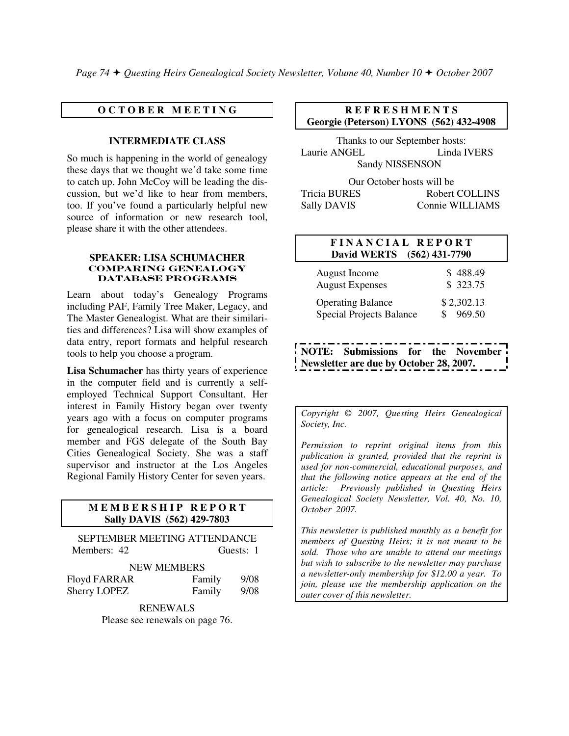## OCTOBER MEETING

### INTERMEDIATE CLASS

So much is happening in the world of genealogy these days that we thought we'd take some time to catch up. John McCoy will be leading the discussion, but we'd like to hear from members, too. If you've found a particularly helpful new source of information or new research tool, please share it with the other attendees.

### SPEAKER: LISA SCHUMACHER
### COMPARING GENEALOGY DATABASE PROGRAMS

Learn about today's Genealogy Programs including PAF, Family Tree Maker, Legacy, and The Master Genealogist. What are their similarities and differences? Lisa will show examples of data entry, report formats and helpful research tools to help you choose a program.

**Lisa Schumacher** has thirty years of experience in the computer field and is currently a self-employed Technical Support Consultant. Her interest in Family History began over twenty years ago with a focus on computer programs for genealogical research. Lisa is a board member and FGS delegate of the South Bay Cities Genealogical Society. She was a staff supervisor and instructor at the Los Angeles Regional Family History Center for seven years.

## MEMBERSHIP REPORT
**Sally DAVIS (562) 429-7803**

SEPTEMBER MEETING ATTENDANCE

Members: 42 Guests: 1

NEW MEMBERS

| | | |
|---|---|---|
| Floyd FARRAR | Family | 9/08 |
| Sherry LOPEZ | Family | 9/08 |

RENEWALS

Please see renewals on page 76.

## REFRESHMENTS
**Georgie (Peterson) LYONS (562) 432-4908**

Thanks to our September hosts:

Laurie ANGEL, Linda IVERS, Sandy NISSENSON

Our October hosts will be

Tricia BURES, Robert COLLINS, Sally DAVIS, Connie WILLIAMS

## FINANCIAL REPORT
**David WERTS (562) 431-7790**

| | |
|---|---|
| August Income | $ 488.49 |
| August Expenses | $ 323.75 |
| Operating Balance | $ 2,302.13 |
| Special Projects Balance | $ 969.50 |

**NOTE: Submissions for the November Newsletter are due by October 28, 2007.**

*Copyright © 2007, Questing Heirs Genealogical Society, Inc.*

*Permission to reprint original items from this publication is granted, provided that the reprint is used for non-commercial, educational purposes, and that the following notice appears at the end of the article: Previously published in Questing Heirs Genealogical Society Newsletter, Vol. 40, No. 10, October 2007.*

*This newsletter is published monthly as a benefit for members of Questing Heirs; it is not meant to be sold. Those who are unable to attend our meetings but wish to subscribe to the newsletter may purchase a newsletter-only membership for $12.00 a year. To join, please use the membership application on the outer cover of this newsletter.*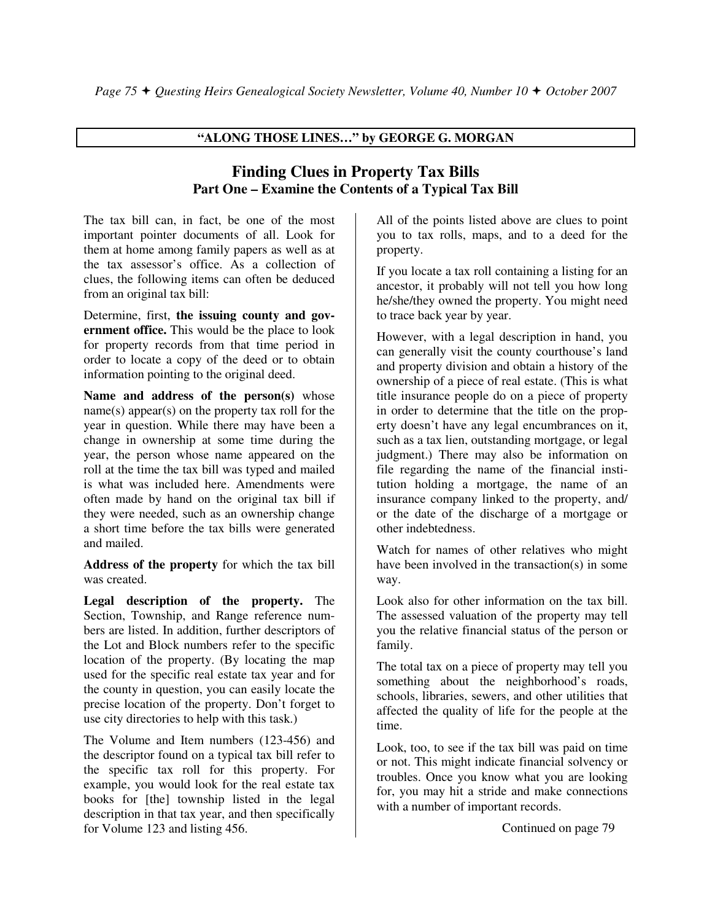**"ALONG THOSE LINES…" by GEORGE G. MORGAN**

## Finding Clues in Property Tax Bills
### Part One – Examine the Contents of a Typical Tax Bill

The tax bill can, in fact, be one of the most important pointer documents of all. Look for them at home among family papers as well as at the tax assessor's office. As a collection of clues, the following items can often be deduced from an original tax bill:

Determine, first, **the issuing county and government office.** This would be the place to look for property records from that time period in order to locate a copy of the deed or to obtain information pointing to the original deed.

**Name and address of the person(s)** whose name(s) appear(s) on the property tax roll for the year in question. While there may have been a change in ownership at some time during the year, the person whose name appeared on the roll at the time the tax bill was typed and mailed is what was included here. Amendments were often made by hand on the original tax bill if they were needed, such as an ownership change a short time before the tax bills were generated and mailed.

**Address of the property** for which the tax bill was created.

**Legal description of the property.** The Section, Township, and Range reference numbers are listed. In addition, further descriptors of the Lot and Block numbers refer to the specific location of the property. (By locating the map used for the specific real estate tax year and for the county in question, you can easily locate the precise location of the property. Don't forget to use city directories to help with this task.)

The Volume and Item numbers (123-456) and the descriptor found on a typical tax bill refer to the specific tax roll for this property. For example, you would look for the real estate tax books for [the] township listed in the legal description in that tax year, and then specifically for Volume 123 and listing 456.

All of the points listed above are clues to point you to tax rolls, maps, and to a deed for the property.

If you locate a tax roll containing a listing for an ancestor, it probably will not tell you how long he/she/they owned the property. You might need to trace back year by year.

However, with a legal description in hand, you can generally visit the county courthouse's land and property division and obtain a history of the ownership of a piece of real estate. (This is what title insurance people do on a piece of property in order to determine that the title on the property doesn't have any legal encumbrances on it, such as a tax lien, outstanding mortgage, or legal judgment.) There may also be information on file regarding the name of the financial institution holding a mortgage, the name of an insurance company linked to the property, and/or the date of the discharge of a mortgage or other indebtedness.

Watch for names of other relatives who might have been involved in the transaction(s) in some way.

Look also for other information on the tax bill. The assessed valuation of the property may tell you the relative financial status of the person or family.

The total tax on a piece of property may tell you something about the neighborhood's roads, schools, libraries, sewers, and other utilities that affected the quality of life for the people at the time.

Look, too, to see if the tax bill was paid on time or not. This might indicate financial solvency or troubles. Once you know what you are looking for, you may hit a stride and make connections with a number of important records.

Continued on page 79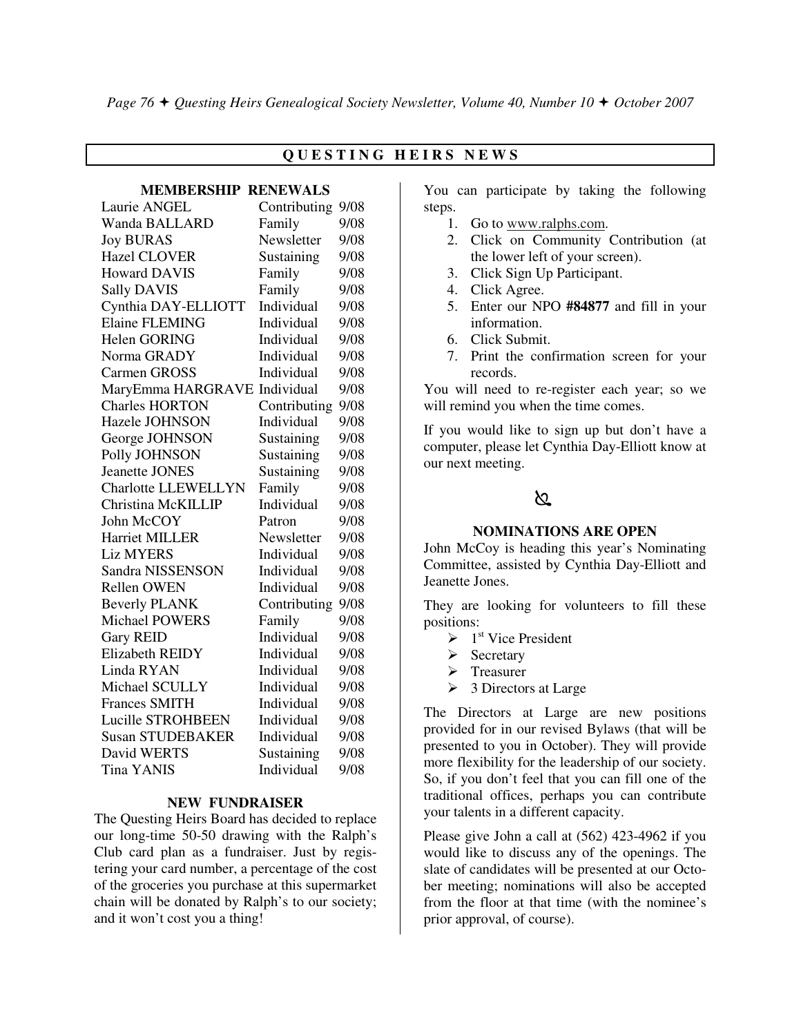## QUESTING HEIRS NEWS

### MEMBERSHIP RENEWALS

| Name | Type | Expires |
|---|---|---|
| Laurie ANGEL | Contributing | 9/08 |
| Wanda BALLARD | Family | 9/08 |
| Joy BURAS | Newsletter | 9/08 |
| Hazel CLOVER | Sustaining | 9/08 |
| Howard DAVIS | Family | 9/08 |
| Sally DAVIS | Family | 9/08 |
| Cynthia DAY-ELLIOTT | Individual | 9/08 |
| Elaine FLEMING | Individual | 9/08 |
| Helen GORING | Individual | 9/08 |
| Norma GRADY | Individual | 9/08 |
| Carmen GROSS | Individual | 9/08 |
| MaryEmma HARGRAVE | Individual | 9/08 |
| Charles HORTON | Contributing | 9/08 |
| Hazele JOHNSON | Individual | 9/08 |
| George JOHNSON | Sustaining | 9/08 |
| Polly JOHNSON | Sustaining | 9/08 |
| Jeanette JONES | Sustaining | 9/08 |
| Charlotte LLEWELLYN | Family | 9/08 |
| Christina McKILLIP | Individual | 9/08 |
| John McCOY | Patron | 9/08 |
| Harriet MILLER | Newsletter | 9/08 |
| Liz MYERS | Individual | 9/08 |
| Sandra NISSENSON | Individual | 9/08 |
| Rellen OWEN | Individual | 9/08 |
| Beverly PLANK | Contributing | 9/08 |
| Michael POWERS | Family | 9/08 |
| Gary REID | Individual | 9/08 |
| Elizabeth REIDY | Individual | 9/08 |
| Linda RYAN | Individual | 9/08 |
| Michael SCULLY | Individual | 9/08 |
| Frances SMITH | Individual | 9/08 |
| Lucille STROHBEEN | Individual | 9/08 |
| Susan STUDEBAKER | Individual | 9/08 |
| David WERTS | Sustaining | 9/08 |
| Tina YANIS | Individual | 9/08 |

### NEW FUNDRAISER

The Questing Heirs Board has decided to replace our long-time 50-50 drawing with the Ralph's Club card plan as a fundraiser. Just by registering your card number, a percentage of the cost of the groceries you purchase at this supermarket chain will be donated by Ralph's to our society; and it won't cost you a thing!

You can participate by taking the following steps.

1. Go to www.ralphs.com.
2. Click on Community Contribution (at the lower left of your screen).
3. Click Sign Up Participant.
4. Click Agree.
5. Enter our NPO **#84877** and fill in your information.
6. Click Submit.
7. Print the confirmation screen for your records.

You will need to re-register each year; so we will remind you when the time comes.

If you would like to sign up but don't have a computer, please let Cynthia Day-Elliott know at our next meeting.

### NOMINATIONS ARE OPEN

John McCoy is heading this year's Nominating Committee, assisted by Cynthia Day-Elliott and Jeanette Jones.

They are looking for volunteers to fill these positions:

- 1st Vice President
- Secretary
- Treasurer
- 3 Directors at Large

The Directors at Large are new positions provided for in our revised Bylaws (that will be presented to you in October). They will provide more flexibility for the leadership of our society. So, if you don't feel that you can fill one of the traditional offices, perhaps you can contribute your talents in a different capacity.

Please give John a call at (562) 423-4962 if you would like to discuss any of the openings. The slate of candidates will be presented at our October meeting; nominations will also be accepted from the floor at that time (with the nominee's prior approval, of course).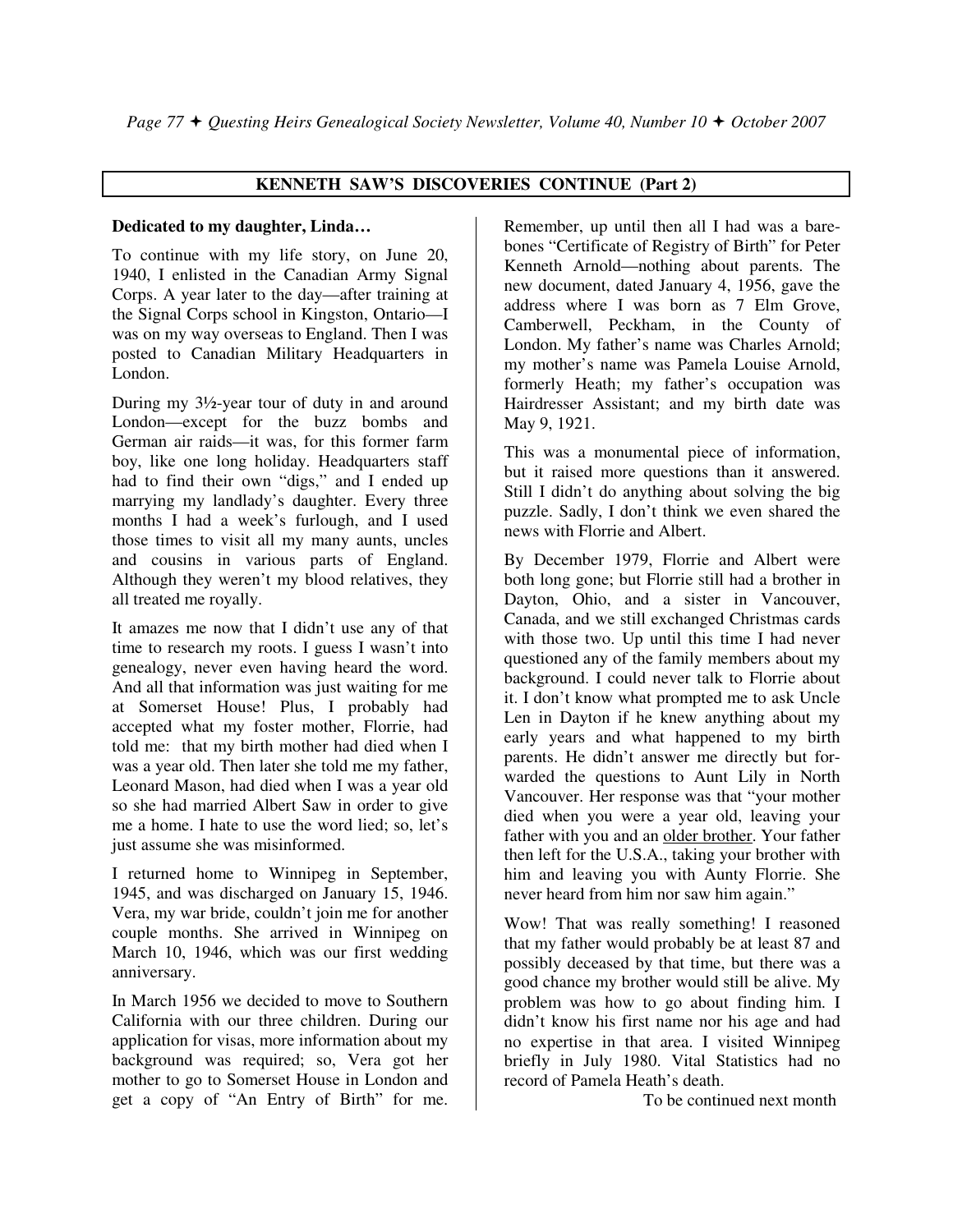## KENNETH SAW'S DISCOVERIES CONTINUE (Part 2)

**Dedicated to my daughter, Linda…**

To continue with my life story, on June 20, 1940, I enlisted in the Canadian Army Signal Corps. A year later to the day—after training at the Signal Corps school in Kingston, Ontario—I was on my way overseas to England. Then I was posted to Canadian Military Headquarters in London.

During my 3½-year tour of duty in and around London—except for the buzz bombs and German air raids—it was, for this former farm boy, like one long holiday. Headquarters staff had to find their own "digs," and I ended up marrying my landlady's daughter. Every three months I had a week's furlough, and I used those times to visit all my many aunts, uncles and cousins in various parts of England. Although they weren't my blood relatives, they all treated me royally.

It amazes me now that I didn't use any of that time to research my roots. I guess I wasn't into genealogy, never even having heard the word. And all that information was just waiting for me at Somerset House! Plus, I probably had accepted what my foster mother, Florrie, had told me: that my birth mother had died when I was a year old. Then later she told me my father, Leonard Mason, had died when I was a year old so she had married Albert Saw in order to give me a home. I hate to use the word lied; so, let's just assume she was misinformed.

I returned home to Winnipeg in September, 1945, and was discharged on January 15, 1946. Vera, my war bride, couldn't join me for another couple months. She arrived in Winnipeg on March 10, 1946, which was our first wedding anniversary.

In March 1956 we decided to move to Southern California with our three children. During our application for visas, more information about my background was required; so, Vera got her mother to go to Somerset House in London and get a copy of "An Entry of Birth" for me. Remember, up until then all I had was a bare-bones "Certificate of Registry of Birth" for Peter Kenneth Arnold—nothing about parents. The new document, dated January 4, 1956, gave the address where I was born as 7 Elm Grove, Camberwell, Peckham, in the County of London. My father's name was Charles Arnold; my mother's name was Pamela Louise Arnold, formerly Heath; my father's occupation was Hairdresser Assistant; and my birth date was May 9, 1921.

This was a monumental piece of information, but it raised more questions than it answered. Still I didn't do anything about solving the big puzzle. Sadly, I don't think we even shared the news with Florrie and Albert.

By December 1979, Florrie and Albert were both long gone; but Florrie still had a brother in Dayton, Ohio, and a sister in Vancouver, Canada, and we still exchanged Christmas cards with those two. Up until this time I had never questioned any of the family members about my background. I could never talk to Florrie about it. I don't know what prompted me to ask Uncle Len in Dayton if he knew anything about my early years and what happened to my birth parents. He didn't answer me directly but forwarded the questions to Aunt Lily in North Vancouver. Her response was that "your mother died when you were a year old, leaving your father with you and an <u>older brother</u>. Your father then left for the U.S.A., taking your brother with him and leaving you with Aunty Florrie. She never heard from him nor saw him again."

Wow! That was really something! I reasoned that my father would probably be at least 87 and possibly deceased by that time, but there was a good chance my brother would still be alive. My problem was how to go about finding him. I didn't know his first name nor his age and had no expertise in that area. I visited Winnipeg briefly in July 1980. Vital Statistics had no record of Pamela Heath's death.

To be continued next month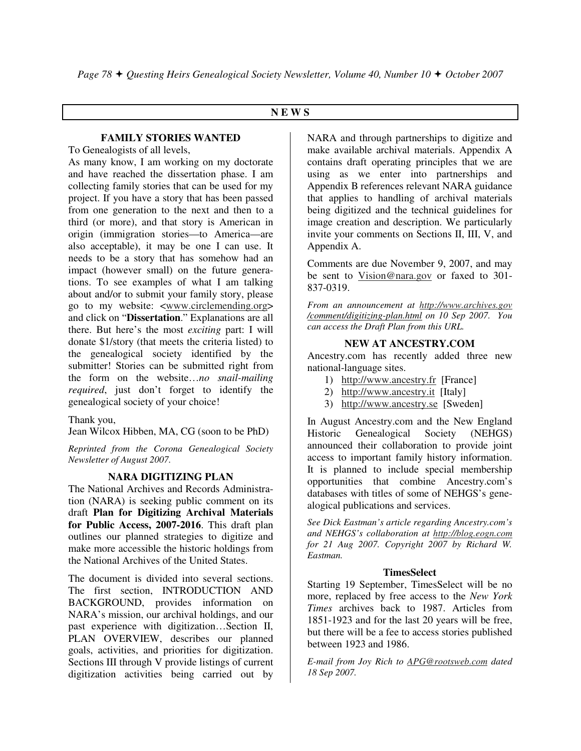## NEWS

### FAMILY STORIES WANTED

To Genealogists of all levels,

As many know, I am working on my doctorate and have reached the dissertation phase. I am collecting family stories that can be used for my project. If you have a story that has been passed from one generation to the next and then to a third (or more), and that story is American in origin (immigration stories—to America—are also acceptable), it may be one I can use. It needs to be a story that has somehow had an impact (however small) on the future generations. To see examples of what I am talking about and/or to submit your family story, please go to my website: <www.circlemending.org> and click on "**Dissertation**." Explanations are all there. But here's the most *exciting* part: I will donate $1/story (that meets the criteria listed) to the genealogical society identified by the submitter! Stories can be submitted right from the form on the website…*no snail-mailing required*, just don't forget to identify the genealogical society of your choice!

Thank you,
Jean Wilcox Hibben, MA, CG (soon to be PhD)

*Reprinted from the Corona Genealogical Society Newsletter of August 2007.*

### NARA DIGITIZING PLAN

The National Archives and Records Administration (NARA) is seeking public comment on its draft **Plan for Digitizing Archival Materials for Public Access, 2007-2016**. This draft plan outlines our planned strategies to digitize and make more accessible the historic holdings from the National Archives of the United States.

The document is divided into several sections. The first section, INTRODUCTION AND BACKGROUND, provides information on NARA's mission, our archival holdings, and our past experience with digitization…Section II, PLAN OVERVIEW, describes our planned goals, activities, and priorities for digitization. Sections III through V provide listings of current digitization activities being carried out by NARA and through partnerships to digitize and make available archival materials. Appendix A contains draft operating principles that we are using as we enter into partnerships and Appendix B references relevant NARA guidance that applies to handling of archival materials being digitized and the technical guidelines for image creation and description. We particularly invite your comments on Sections II, III, V, and Appendix A.

Comments are due November 9, 2007, and may be sent to Vision@nara.gov or faxed to 301-837-0319.

*From an announcement at http://www.archives.gov/comment/digitizing-plan.html on 10 Sep 2007. You can access the Draft Plan from this URL.*

### NEW AT ANCESTRY.COM

Ancestry.com has recently added three new national-language sites.

1) http://www.ancestry.fr [France]
2) http://www.ancestry.it [Italy]
3) http://www.ancestry.se [Sweden]

In August Ancestry.com and the New England Historic Genealogical Society (NEHGS) announced their collaboration to provide joint access to important family history information. It is planned to include special membership opportunities that combine Ancestry.com's databases with titles of some of NEHGS's genealogical publications and services.

*See Dick Eastman's article regarding Ancestry.com's and NEHGS's collaboration at http://blog.eogn.com for 21 Aug 2007. Copyright 2007 by Richard W. Eastman.*

### TimesSelect

Starting 19 September, TimesSelect will be no more, replaced by free access to the *New York Times* archives back to 1987. Articles from 1851-1923 and for the last 20 years will be free, but there will be a fee to access stories published between 1923 and 1986.

*E-mail from Joy Rich to APG@rootsweb.com dated 18 Sep 2007.*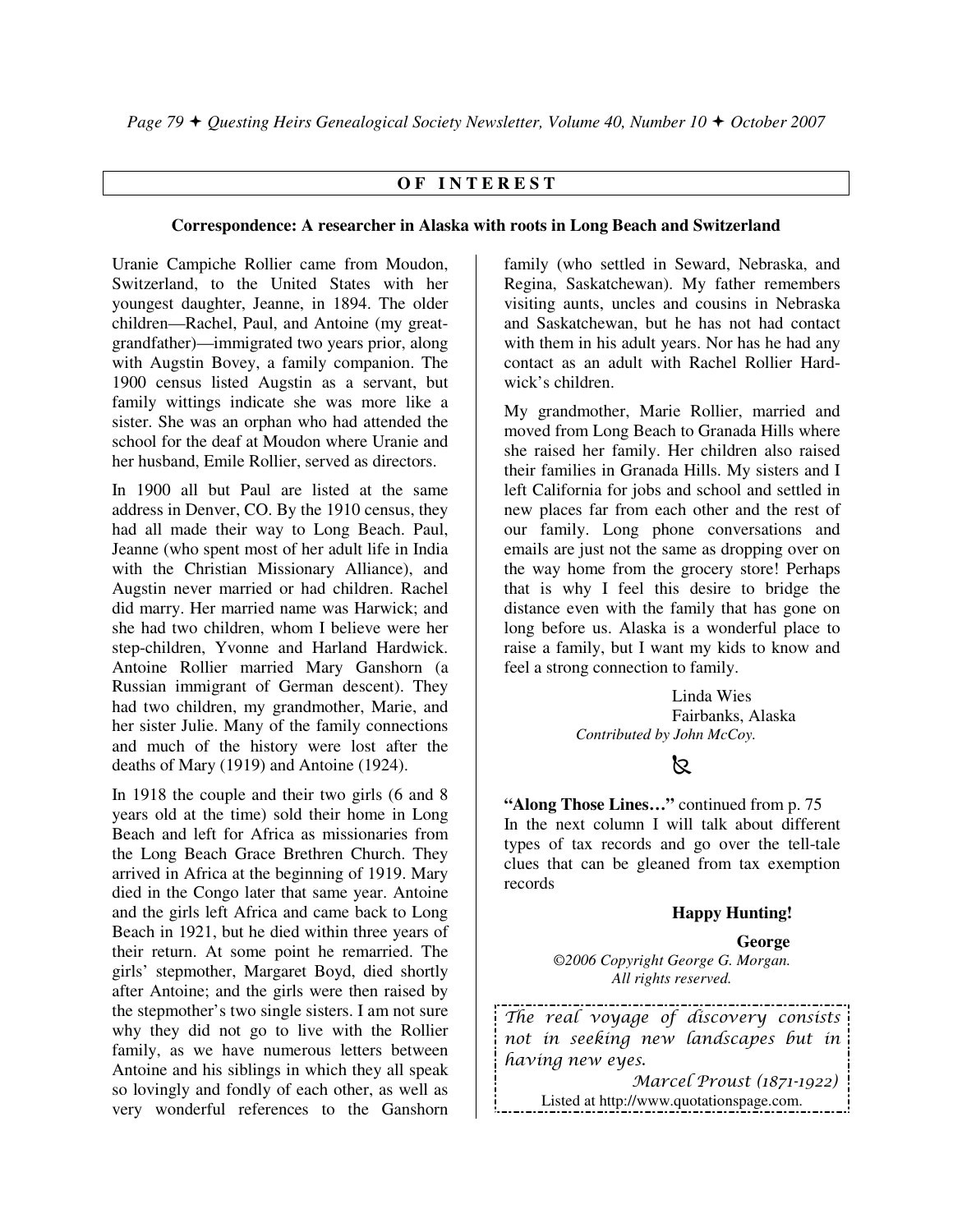## OF INTEREST

### Correspondence: A researcher in Alaska with roots in Long Beach and Switzerland

Uranie Campiche Rollier came from Moudon, Switzerland, to the United States with her youngest daughter, Jeanne, in 1894. The older children—Rachel, Paul, and Antoine (my great-grandfather)—immigrated two years prior, along with Augstin Bovey, a family companion. The 1900 census listed Augstin as a servant, but family wittings indicate she was more like a sister. She was an orphan who had attended the school for the deaf at Moudon where Uranie and her husband, Emile Rollier, served as directors.

In 1900 all but Paul are listed at the same address in Denver, CO. By the 1910 census, they had all made their way to Long Beach. Paul, Jeanne (who spent most of her adult life in India with the Christian Missionary Alliance), and Augstin never married or had children. Rachel did marry. Her married name was Harwick; and she had two children, whom I believe were her step-children, Yvonne and Harland Hardwick. Antoine Rollier married Mary Ganshorn (a Russian immigrant of German descent). They had two children, my grandmother, Marie, and her sister Julie. Many of the family connections and much of the history were lost after the deaths of Mary (1919) and Antoine (1924).

In 1918 the couple and their two girls (6 and 8 years old at the time) sold their home in Long Beach and left for Africa as missionaries from the Long Beach Grace Brethren Church. They arrived in Africa at the beginning of 1919. Mary died in the Congo later that same year. Antoine and the girls left Africa and came back to Long Beach in 1921, but he died within three years of their return. At some point he remarried. The girls' stepmother, Margaret Boyd, died shortly after Antoine; and the girls were then raised by the stepmother's two single sisters. I am not sure why they did not go to live with the Rollier family, as we have numerous letters between Antoine and his siblings in which they all speak so lovingly and fondly of each other, as well as very wonderful references to the Ganshorn family (who settled in Seward, Nebraska, and Regina, Saskatchewan). My father remembers visiting aunts, uncles and cousins in Nebraska and Saskatchewan, but he has not had contact with them in his adult years. Nor has he had any contact as an adult with Rachel Rollier Hardwick's children.

My grandmother, Marie Rollier, married and moved from Long Beach to Granada Hills where she raised her family. Her children also raised their families in Granada Hills. My sisters and I left California for jobs and school and settled in new places far from each other and the rest of our family. Long phone conversations and emails are just not the same as dropping over on the way home from the grocery store! Perhaps that is why I feel this desire to bridge the distance even with the family that has gone on long before us. Alaska is a wonderful place to raise a family, but I want my kids to know and feel a strong connection to family.

Linda Wies
Fairbanks, Alaska

*Contributed by John McCoy.*

**"Along Those Lines…"** continued from p. 75

In the next column I will talk about different types of tax records and go over the tell-tale clues that can be gleaned from tax exemption records

**Happy Hunting!**

**George**

*©2006 Copyright George G. Morgan. All rights reserved.*

*The real voyage of discovery consists not in seeking new landscapes but in having new eyes.*

*Marcel Proust (1871-1922)*

Listed at http://www.quotationspage.com.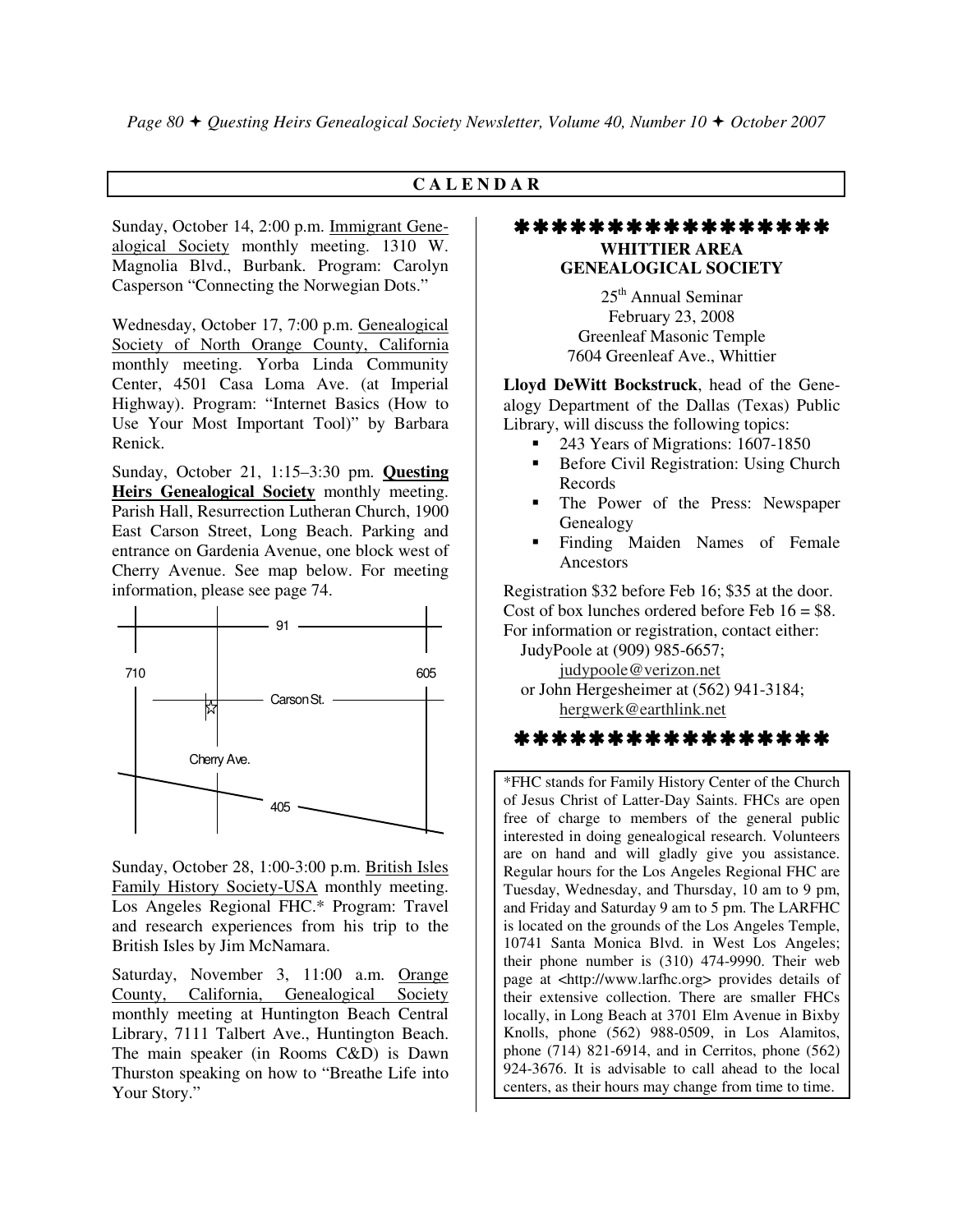## CALENDAR

Sunday, October 14, 2:00 p.m. Immigrant Genealogical Society monthly meeting. 1310 W. Magnolia Blvd., Burbank. Program: Carolyn Casperson "Connecting the Norwegian Dots."

Wednesday, October 17, 7:00 p.m. Genealogical Society of North Orange County, California monthly meeting. Yorba Linda Community Center, 4501 Casa Loma Ave. (at Imperial Highway). Program: "Internet Basics (How to Use Your Most Important Tool)" by Barbara Renick.

Sunday, October 21, 1:15–3:30 pm. **Questing Heirs Genealogical Society** monthly meeting. Parish Hall, Resurrection Lutheran Church, 1900 East Carson Street, Long Beach. Parking and entrance on Gardenia Avenue, one block west of Cherry Avenue. See map below. For meeting information, please see page 74.

91
710
605
Carson St.
Cherry Ave.
405

Sunday, October 28, 1:00-3:00 p.m. British Isles Family History Society-USA monthly meeting. Los Angeles Regional FHC.* Program: Travel and research experiences from his trip to the British Isles by Jim McNamara.

Saturday, November 3, 11:00 a.m. Orange County, California, Genealogical Society monthly meeting at Huntington Beach Central Library, 7111 Talbert Ave., Huntington Beach. The main speaker (in Rooms C&D) is Dawn Thurston speaking on how to "Breathe Life into Your Story."

✱✱✱✱✱✱✱✱✱✱✱✱✱✱✱✱✱

**WHITTIER AREA GENEALOGICAL SOCIETY**

25th Annual Seminar
February 23, 2008
Greenleaf Masonic Temple
7604 Greenleaf Ave., Whittier

**Lloyd DeWitt Bockstruck**, head of the Genealogy Department of the Dallas (Texas) Public Library, will discuss the following topics:

- 243 Years of Migrations: 1607-1850
- Before Civil Registration: Using Church Records
- The Power of the Press: Newspaper Genealogy
- Finding Maiden Names of Female Ancestors

Registration $32 before Feb 16; $35 at the door.
Cost of box lunches ordered before Feb 16 = $8.
For information or registration, contact either:
JudyPoole at (909) 985-6657;
judypoole@verizon.net
or John Hergesheimer at (562) 941-3184;
hergwerk@earthlink.net

✱✱✱✱✱✱✱✱✱✱✱✱✱✱✱✱✱

*FHC stands for Family History Center of the Church of Jesus Christ of Latter-Day Saints. FHCs are open free of charge to members of the general public interested in doing genealogical research. Volunteers are on hand and will gladly give you assistance. Regular hours for the Los Angeles Regional FHC are Tuesday, Wednesday, and Thursday, 10 am to 9 pm, and Friday and Saturday 9 am to 5 pm. The LARFHC is located on the grounds of the Los Angeles Temple, 10741 Santa Monica Blvd. in West Los Angeles; their phone number is (310) 474-9990. Their web page at <http://www.larfhc.org> provides details of their extensive collection. There are smaller FHCs locally, in Long Beach at 3701 Elm Avenue in Bixby Knolls, phone (562) 988-0509, in Los Alamitos, phone (714) 821-6914, and in Cerritos, phone (562) 924-3676. It is advisable to call ahead to the local centers, as their hours may change from time to time.